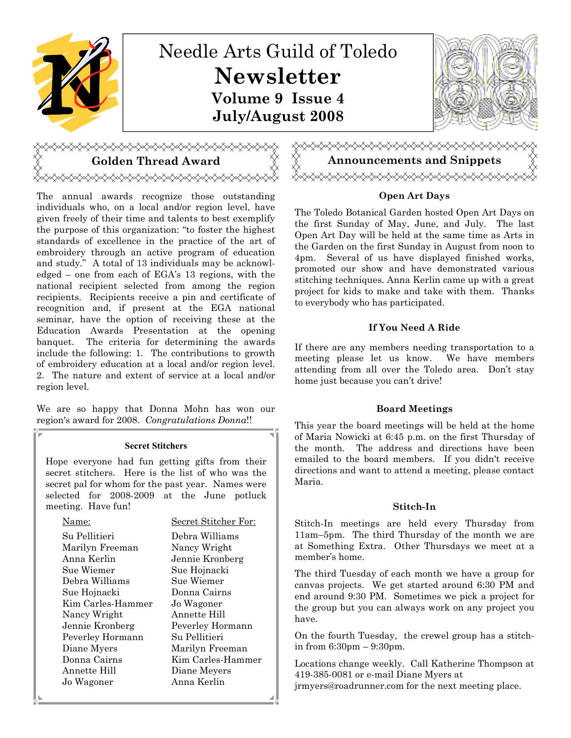# Needle Arts Guild of Toledo

# Newsletter

**Volume 9 Issue 4**
**July/August 2008**

## Golden Thread Award

The annual awards recognize those outstanding individuals who, on a local and/or region level, have given freely of their time and talents to best exemplify the purpose of this organization: "to foster the highest standards of excellence in the practice of the art of embroidery through an active program of education and study." A total of 13 individuals may be acknowledged – one from each of EGA's 13 regions, with the national recipient selected from among the region recipients. Recipients receive a pin and certificate of recognition and, if present at the EGA national seminar, have the option of receiving these at the Education Awards Presentation at the opening banquet. The criteria for determining the awards include the following: 1. The contributions to growth of embroidery education at a local and/or region level. 2. The nature and extent of service at a local and/or region level.

We are so happy that Donna Mohn has won our region's award for 2008. *Congratulations Donna*!!

### Secret Stitchers

Hope everyone had fun getting gifts from their secret stitchers. Here is the list of who was the secret pal for whom for the past year. Names were selected for 2008-2009 at the June potluck meeting. Have fun!

| Name: | Secret Stitcher For: |
|---|---|
| Su Pellitieri | Debra Williams |
| Marilyn Freeman | Nancy Wright |
| Anna Kerlin | Jennie Kronberg |
| Sue Wiemer | Sue Hojnacki |
| Debra Williams | Sue Wiemer |
| Sue Hojnacki | Donna Cairns |
| Kim Carles-Hammer | Jo Wagoner |
| Nancy Wright | Annette Hill |
| Jennie Kronberg | Peverley Hormann |
| Peverley Hormann | Su Pellitieri |
| Diane Myers | Marilyn Freeman |
| Donna Cairns | Kim Carles-Hammer |
| Annette Hill | Diane Meyers |
| Jo Wagoner | Anna Kerlin |

## Announcements and Snippets

### Open Art Days

The Toledo Botanical Garden hosted Open Art Days on the first Sunday of May, June, and July. The last Open Art Day will be held at the same time as Arts in the Garden on the first Sunday in August from noon to 4pm. Several of us have displayed finished works, promoted our show and have demonstrated various stitching techniques. Anna Kerlin came up with a great project for kids to make and take with them. Thanks to everybody who has participated.

### If You Need A Ride

If there are any members needing transportation to a meeting please let us know. We have members attending from all over the Toledo area. Don't stay home just because you can't drive!

### Board Meetings

This year the board meetings will be held at the home of Maria Nowicki at 6:45 p.m. on the first Thursday of the month. The address and directions have been emailed to the board members. If you didn't receive directions and want to attend a meeting, please contact Maria.

### Stitch-In

Stitch-In meetings are held every Thursday from 11am–5pm. The third Thursday of the month we are at Something Extra. Other Thursdays we meet at a member's home.

The third Tuesday of each month we have a group for canvas projects. We get started around 6:30 PM and end around 9:30 PM. Sometimes we pick a project for the group but you can always work on any project you have.

On the fourth Tuesday, the crewel group has a stitch-in from 6:30pm – 9:30pm.

Locations change weekly. Call Katherine Thompson at 419-385-0081 or e-mail Diane Myers at jrmyers@roadrunner.com for the next meeting place.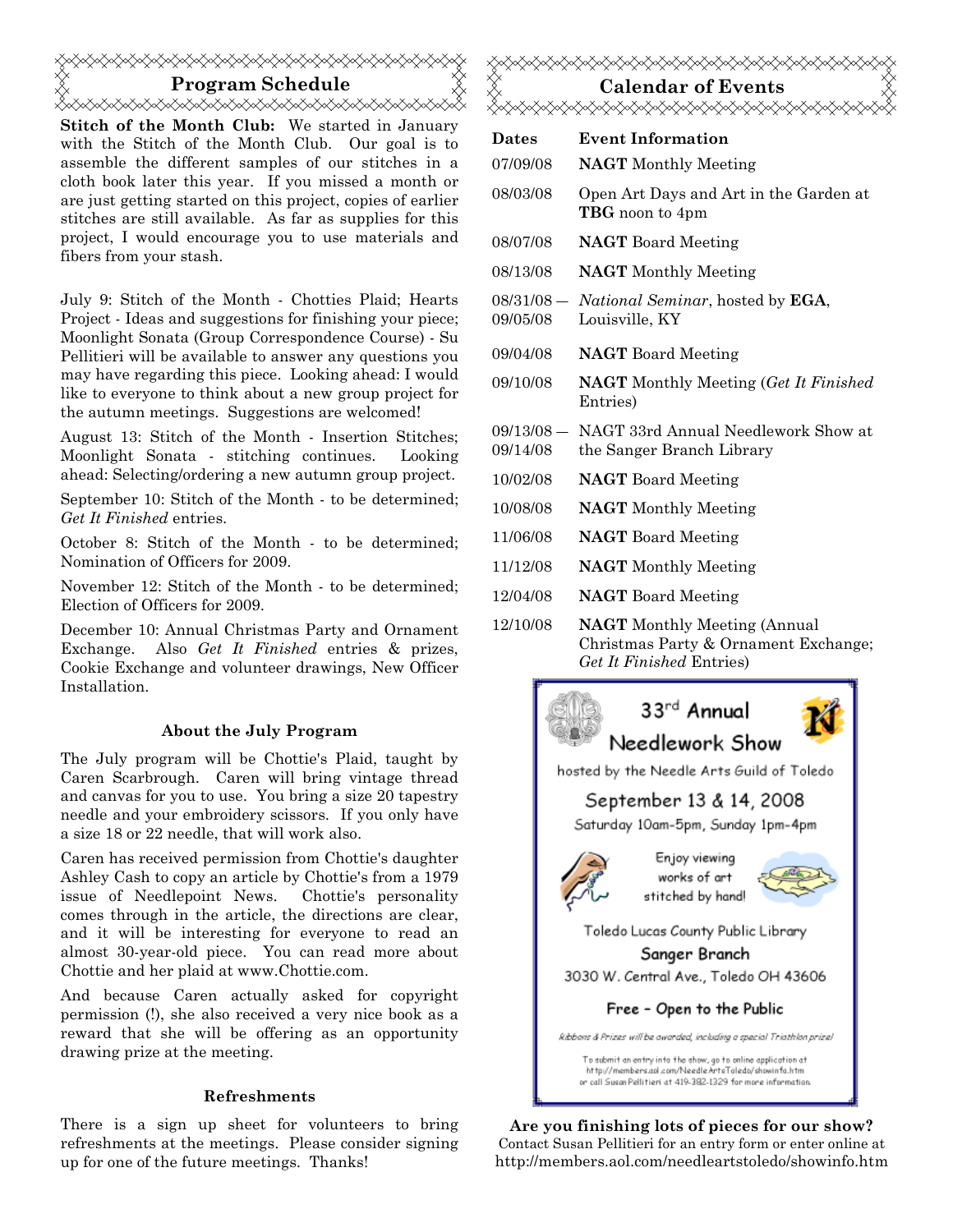## Program Schedule

**Stitch of the Month Club:** We started in January with the Stitch of the Month Club. Our goal is to assemble the different samples of our stitches in a cloth book later this year. If you missed a month or are just getting started on this project, copies of earlier stitches are still available. As far as supplies for this project, I would encourage you to use materials and fibers from your stash.

July 9: Stitch of the Month - Chotties Plaid; Hearts Project - Ideas and suggestions for finishing your piece; Moonlight Sonata (Group Correspondence Course) - Su Pellitieri will be available to answer any questions you may have regarding this piece. Looking ahead: I would like to everyone to think about a new group project for the autumn meetings. Suggestions are welcomed!

August 13: Stitch of the Month - Insertion Stitches; Moonlight Sonata - stitching continues. Looking ahead: Selecting/ordering a new autumn group project.

September 10: Stitch of the Month - to be determined; *Get It Finished* entries.

October 8: Stitch of the Month - to be determined; Nomination of Officers for 2009.

November 12: Stitch of the Month - to be determined; Election of Officers for 2009.

December 10: Annual Christmas Party and Ornament Exchange. Also *Get It Finished* entries & prizes, Cookie Exchange and volunteer drawings, New Officer Installation.

### About the July Program

The July program will be Chottie's Plaid, taught by Caren Scarbrough. Caren will bring vintage thread and canvas for you to use. You bring a size 20 tapestry needle and your embroidery scissors. If you only have a size 18 or 22 needle, that will work also.

Caren has received permission from Chottie's daughter Ashley Cash to copy an article by Chottie's from a 1979 issue of Needlepoint News. Chottie's personality comes through in the article, the directions are clear, and it will be interesting for everyone to read an almost 30-year-old piece. You can read more about Chottie and her plaid at www.Chottie.com.

And because Caren actually asked for copyright permission (!), she also received a very nice book as a reward that she will be offering as an opportunity drawing prize at the meeting.

### Refreshments

There is a sign up sheet for volunteers to bring refreshments at the meetings. Please consider signing up for one of the future meetings. Thanks!

## Calendar of Events

| Dates | Event Information |
|---|---|
| 07/09/08 | **NAGT** Monthly Meeting |
| 08/03/08 | Open Art Days and Art in the Garden at **TBG** noon to 4pm |
| 08/07/08 | **NAGT** Board Meeting |
| 08/13/08 | **NAGT** Monthly Meeting |
| 08/31/08 — 09/05/08 | *National Seminar*, hosted by **EGA**, Louisville, KY |
| 09/04/08 | **NAGT** Board Meeting |
| 09/10/08 | **NAGT** Monthly Meeting (*Get It Finished* Entries) |
| 09/13/08 — 09/14/08 | NAGT 33rd Annual Needlework Show at the Sanger Branch Library |
| 10/02/08 | **NAGT** Board Meeting |
| 10/08/08 | **NAGT** Monthly Meeting |
| 11/06/08 | **NAGT** Board Meeting |
| 11/12/08 | **NAGT** Monthly Meeting |
| 12/04/08 | **NAGT** Board Meeting |
| 12/10/08 | **NAGT** Monthly Meeting (Annual Christmas Party & Ornament Exchange; *Get It Finished* Entries) |

33rd Annual Needlework Show

hosted by the Needle Arts Guild of Toledo

September 13 & 14, 2008

Saturday 10am-5pm, Sunday 1pm-4pm

Enjoy viewing works of art stitched by hand!

Toledo Lucas County Public Library

Sanger Branch

3030 W. Central Ave., Toledo OH 43606

Free - Open to the Public

*Ribbons & Prizes will be awarded, including a special Triathlon prize!*

To submit an entry into the show, go to online application at http://members.aol.com/NeedleArtsToledo/showinfo.htm or call Susan Pellitieri at 419-382-1329 for more information.

**Are you finishing lots of pieces for our show?**

Contact Susan Pellitieri for an entry form or enter online at http://members.aol.com/needleartstoledo/showinfo.htm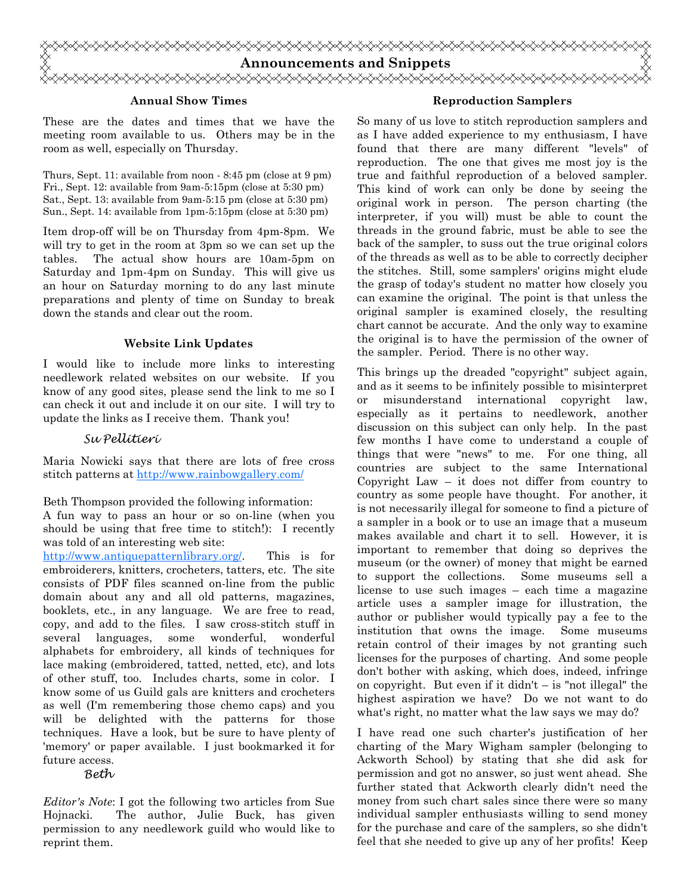# Announcements and Snippets

## Annual Show Times

These are the dates and times that we have the meeting room available to us. Others may be in the room as well, especially on Thursday.

Thurs, Sept. 11: available from noon - 8:45 pm (close at 9 pm)
Fri., Sept. 12: available from 9am-5:15pm (close at 5:30 pm)
Sat., Sept. 13: available from 9am-5:15 pm (close at 5:30 pm)
Sun., Sept. 14: available from 1pm-5:15pm (close at 5:30 pm)

Item drop-off will be on Thursday from 4pm-8pm. We will try to get in the room at 3pm so we can set up the tables. The actual show hours are 10am-5pm on Saturday and 1pm-4pm on Sunday. This will give us an hour on Saturday morning to do any last minute preparations and plenty of time on Sunday to break down the stands and clear out the room.

## Website Link Updates

I would like to include more links to interesting needlework related websites on our website. If you know of any good sites, please send the link to me so I can check it out and include it on our site. I will try to update the links as I receive them. Thank you!

*Su Pellitieri*

Maria Nowicki says that there are lots of free cross stitch patterns at http://www.rainbowgallery.com/

Beth Thompson provided the following information:
A fun way to pass an hour or so on-line (when you should be using that free time to stitch!): I recently was told of an interesting web site: http://www.antiquepatternlibrary.org/. This is for embroiderers, knitters, crocheters, tatters, etc. The site consists of PDF files scanned on-line from the public domain about any and all old patterns, magazines, booklets, etc., in any language. We are free to read, copy, and add to the files. I saw cross-stitch stuff in several languages, some wonderful, wonderful alphabets for embroidery, all kinds of techniques for lace making (embroidered, tatted, netted, etc), and lots of other stuff, too. Includes charts, some in color. I know some of us Guild gals are knitters and crocheters as well (I'm remembering those chemo caps) and you will be delighted with the patterns for those techniques. Have a look, but be sure to have plenty of 'memory' or paper available. I just bookmarked it for future access.

*Beth*

*Editor's Note*: I got the following two articles from Sue Hojnacki. The author, Julie Buck, has given permission to any needlework guild who would like to reprint them.

## Reproduction Samplers

So many of us love to stitch reproduction samplers and as I have added experience to my enthusiasm, I have found that there are many different "levels" of reproduction. The one that gives me most joy is the true and faithful reproduction of a beloved sampler. This kind of work can only be done by seeing the original work in person. The person charting (the interpreter, if you will) must be able to count the threads in the ground fabric, must be able to see the back of the sampler, to suss out the true original colors of the threads as well as to be able to correctly decipher the stitches. Still, some samplers' origins might elude the grasp of today's student no matter how closely you can examine the original. The point is that unless the original sampler is examined closely, the resulting chart cannot be accurate. And the only way to examine the original is to have the permission of the owner of the sampler. Period. There is no other way.

This brings up the dreaded "copyright" subject again, and as it seems to be infinitely possible to misinterpret or misunderstand international copyright law, especially as it pertains to needlework, another discussion on this subject can only help. In the past few months I have come to understand a couple of things that were "news" to me. For one thing, all countries are subject to the same International Copyright Law – it does not differ from country to country as some people have thought. For another, it is not necessarily illegal for someone to find a picture of a sampler in a book or to use an image that a museum makes available and chart it to sell. However, it is important to remember that doing so deprives the museum (or the owner) of money that might be earned to support the collections. Some museums sell a license to use such images – each time a magazine article uses a sampler image for illustration, the author or publisher would typically pay a fee to the institution that owns the image. Some museums retain control of their images by not granting such licenses for the purposes of charting. And some people don't bother with asking, which does, indeed, infringe on copyright. But even if it didn't – is "not illegal" the highest aspiration we have? Do we not want to do what's right, no matter what the law says we may do?

I have read one such charter's justification of her charting of the Mary Wigham sampler (belonging to Ackworth School) by stating that she did ask for permission and got no answer, so just went ahead. She further stated that Ackworth clearly didn't need the money from such chart sales since there were so many individual sampler enthusiasts willing to send money for the purchase and care of the samplers, so she didn't feel that she needed to give up any of her profits! Keep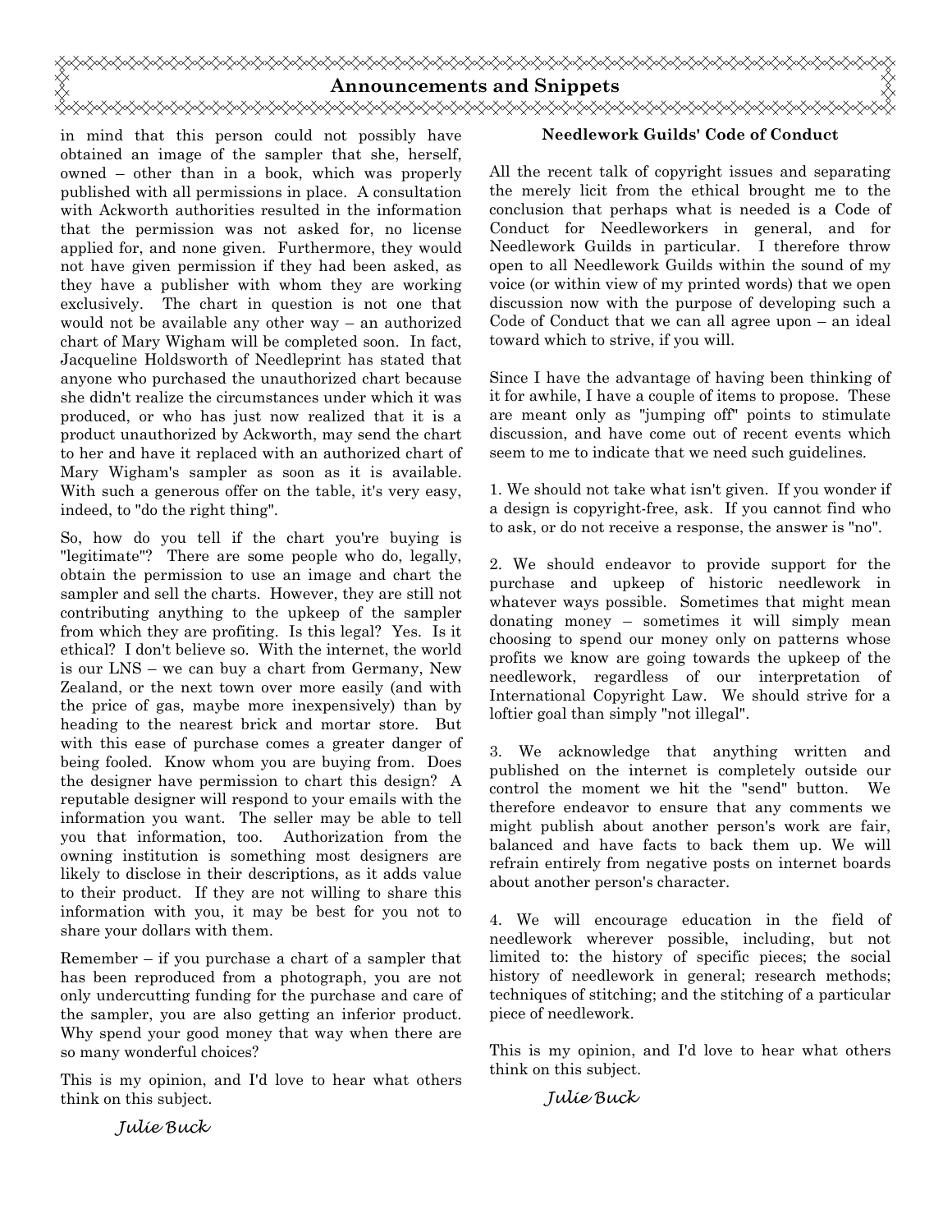## Announcements and Snippets

in mind that this person could not possibly have obtained an image of the sampler that she, herself, owned – other than in a book, which was properly published with all permissions in place. A consultation with Ackworth authorities resulted in the information that the permission was not asked for, no license applied for, and none given. Furthermore, they would not have given permission if they had been asked, as they have a publisher with whom they are working exclusively. The chart in question is not one that would not be available any other way – an authorized chart of Mary Wigham will be completed soon. In fact, Jacqueline Holdsworth of Needleprint has stated that anyone who purchased the unauthorized chart because she didn't realize the circumstances under which it was produced, or who has just now realized that it is a product unauthorized by Ackworth, may send the chart to her and have it replaced with an authorized chart of Mary Wigham's sampler as soon as it is available. With such a generous offer on the table, it's very easy, indeed, to "do the right thing".

So, how do you tell if the chart you're buying is "legitimate"? There are some people who do, legally, obtain the permission to use an image and chart the sampler and sell the charts. However, they are still not contributing anything to the upkeep of the sampler from which they are profiting. Is this legal? Yes. Is it ethical? I don't believe so. With the internet, the world is our LNS – we can buy a chart from Germany, New Zealand, or the next town over more easily (and with the price of gas, maybe more inexpensively) than by heading to the nearest brick and mortar store. But with this ease of purchase comes a greater danger of being fooled. Know whom you are buying from. Does the designer have permission to chart this design? A reputable designer will respond to your emails with the information you want. The seller may be able to tell you that information, too. Authorization from the owning institution is something most designers are likely to disclose in their descriptions, as it adds value to their product. If they are not willing to share this information with you, it may be best for you not to share your dollars with them.

Remember – if you purchase a chart of a sampler that has been reproduced from a photograph, you are not only undercutting funding for the purchase and care of the sampler, you are also getting an inferior product. Why spend your good money that way when there are so many wonderful choices?

This is my opinion, and I'd love to hear what others think on this subject.

*Julie Buck*

### Needlework Guilds' Code of Conduct

All the recent talk of copyright issues and separating the merely licit from the ethical brought me to the conclusion that perhaps what is needed is a Code of Conduct for Needleworkers in general, and for Needlework Guilds in particular. I therefore throw open to all Needlework Guilds within the sound of my voice (or within view of my printed words) that we open discussion now with the purpose of developing such a Code of Conduct that we can all agree upon – an ideal toward which to strive, if you will.

Since I have the advantage of having been thinking of it for awhile, I have a couple of items to propose. These are meant only as "jumping off" points to stimulate discussion, and have come out of recent events which seem to me to indicate that we need such guidelines.

1. We should not take what isn't given. If you wonder if a design is copyright-free, ask. If you cannot find who to ask, or do not receive a response, the answer is "no".

2. We should endeavor to provide support for the purchase and upkeep of historic needlework in whatever ways possible. Sometimes that might mean donating money – sometimes it will simply mean choosing to spend our money only on patterns whose profits we know are going towards the upkeep of the needlework, regardless of our interpretation of International Copyright Law. We should strive for a loftier goal than simply "not illegal".

3. We acknowledge that anything written and published on the internet is completely outside our control the moment we hit the "send" button. We therefore endeavor to ensure that any comments we might publish about another person's work are fair, balanced and have facts to back them up. We will refrain entirely from negative posts on internet boards about another person's character.

4. We will encourage education in the field of needlework wherever possible, including, but not limited to: the history of specific pieces; the social history of needlework in general; research methods; techniques of stitching; and the stitching of a particular piece of needlework.

This is my opinion, and I'd love to hear what others think on this subject.

*Julie Buck*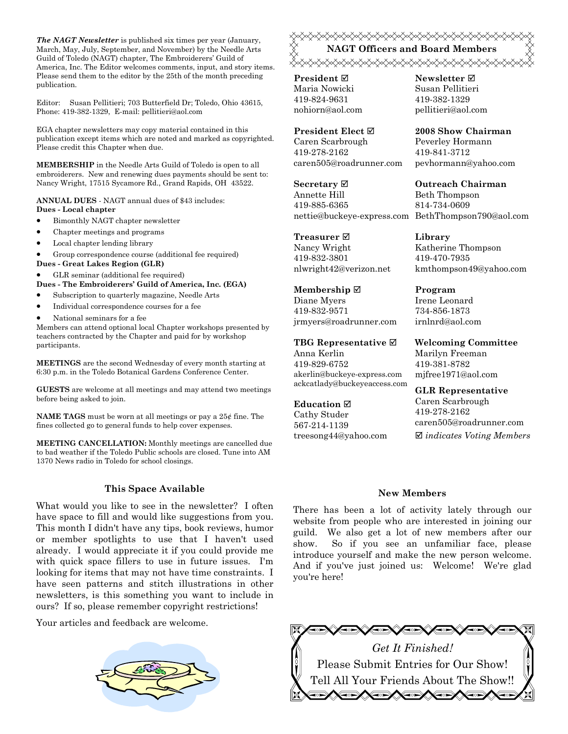***The NAGT Newsletter*** is published six times per year (January, March, May, July, September, and November) by the Needle Arts Guild of Toledo (NAGT) chapter, The Embroiderers' Guild of America, Inc. The Editor welcomes comments, input, and story items. Please send them to the editor by the 25th of the month preceding publication.

Editor: Susan Pellitieri; 703 Butterfield Dr; Toledo, Ohio 43615, Phone: 419-382-1329, E-mail: pellitieri@aol.com

EGA chapter newsletters may copy material contained in this publication except items which are noted and marked as copyrighted. Please credit this Chapter when due.

**MEMBERSHIP** in the Needle Arts Guild of Toledo is open to all embroiderers. New and renewing dues payments should be sent to: Nancy Wright, 17515 Sycamore Rd., Grand Rapids, OH 43522.

**ANNUAL DUES** - NAGT annual dues of $43 includes:

**Dues - Local chapter**

- Bimonthly NAGT chapter newsletter
- Chapter meetings and programs
- Local chapter lending library
- Group correspondence course (additional fee required)

**Dues - Great Lakes Region (GLR)**

- GLR seminar (additional fee required)

**Dues - The Embroiderers' Guild of America, Inc. (EGA)**

- Subscription to quarterly magazine, Needle Arts
- Individual correspondence courses for a fee
- National seminars for a fee

Members can attend optional local Chapter workshops presented by teachers contracted by the Chapter and paid for by workshop participants.

**MEETINGS** are the second Wednesday of every month starting at 6:30 p.m. in the Toledo Botanical Gardens Conference Center.

**GUESTS** are welcome at all meetings and may attend two meetings before being asked to join.

**NAME TAGS** must be worn at all meetings or pay a 25¢ fine. The fines collected go to general funds to help cover expenses.

**MEETING CANCELLATION:** Monthly meetings are cancelled due to bad weather if the Toledo Public schools are closed. Tune into AM 1370 News radio in Toledo for school closings.

## NAGT Officers and Board Members

**President ☑**
Maria Nowicki
419-824-9631
nohiorn@aol.com

**President Elect ☑**
Caren Scarbrough
419-278-2162
caren505@roadrunner.com

**Secretary ☑**
Annette Hill
419-885-6365
nettie@buckeye-express.com

**Treasurer ☑**
Nancy Wright
419-832-3801
nlwright42@verizon.net

**Membership ☑**
Diane Myers
419-832-9571
jrmyers@roadrunner.com

**TBG Representative ☑**
Anna Kerlin
419-829-6752
akerlin@buckeye-express.com
ackcatlady@buckeyeaccess.com

**Education ☑**
Cathy Studer
567-214-1139
treesong44@yahoo.com

**Newsletter ☑**
Susan Pellitieri
419-382-1329
pellitieri@aol.com

**2008 Show Chairman**
Peverley Hormann
419-841-3712
pevhormann@yahoo.com

**Outreach Chairman**
Beth Thompson
814-734-0609
BethThompson790@aol.com

**Library**
Katherine Thompson
419-470-7935
kmthompson49@yahoo.com

**Program**
Irene Leonard
734-856-1873
irnlnrd@aol.com

**Welcoming Committee**
Marilyn Freeman
419-381-8782
mjfree1971@aol.com

**GLR Representative**
Caren Scarbrough
419-278-2162
caren505@roadrunner.com

☑ *indicates Voting Members*

### This Space Available

What would you like to see in the newsletter? I often have space to fill and would like suggestions from you. This month I didn't have any tips, book reviews, humor or member spotlights to use that I haven't used already. I would appreciate it if you could provide me with quick space fillers to use in future issues. I'm looking for items that may not have time constraints. I have seen patterns and stitch illustrations in other newsletters, is this something you want to include in ours? If so, please remember copyright restrictions!

Your articles and feedback are welcome.

### New Members

There has been a lot of activity lately through our website from people who are interested in joining our guild. We also get a lot of new members after our show. So if you see an unfamiliar face, please introduce yourself and make the new person welcome. And if you've just joined us: Welcome! We're glad you're here!

*Get It Finished!*
Please Submit Entries for Our Show!
Tell All Your Friends About The Show!!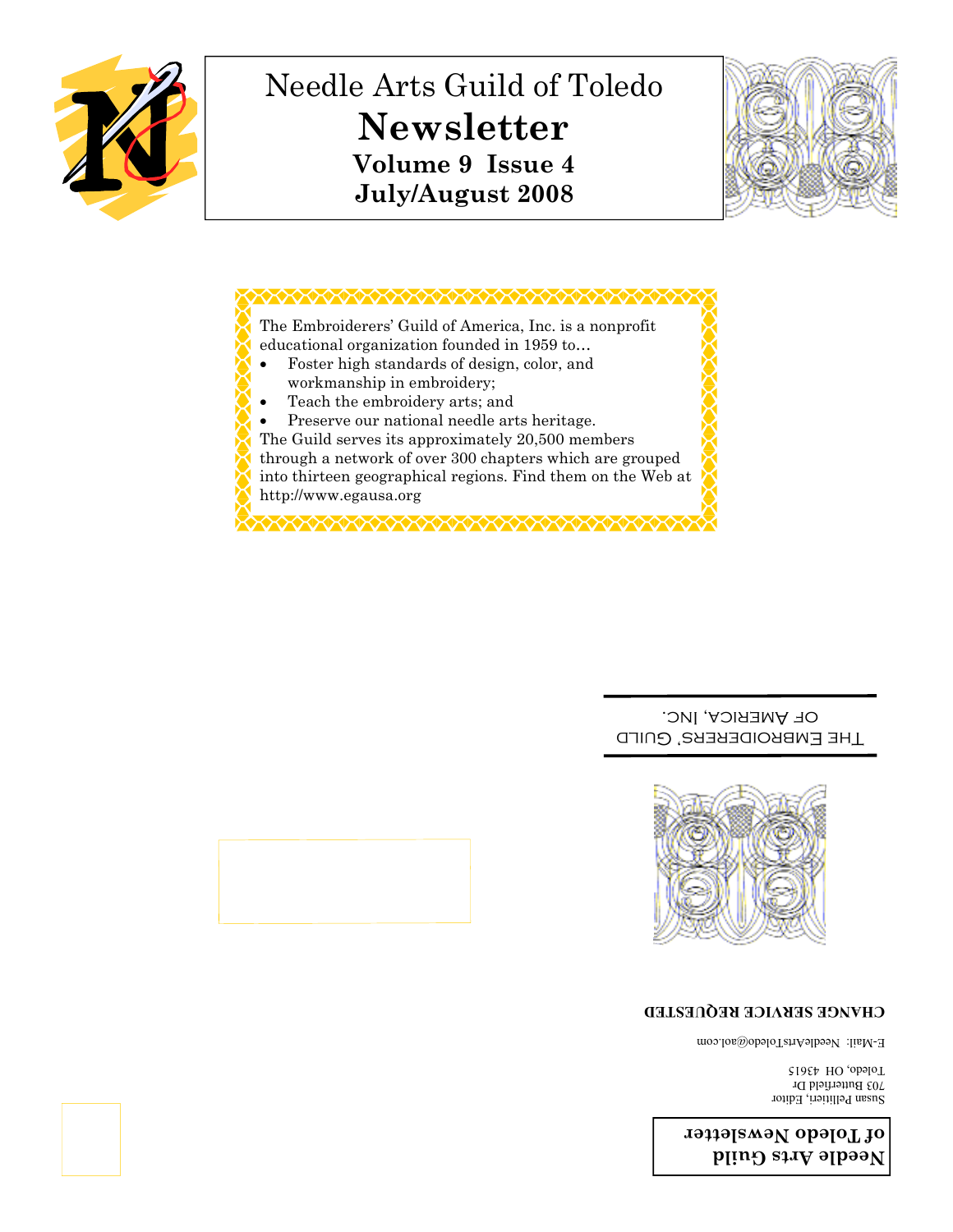# Needle Arts Guild of Toledo

## Newsletter

### Volume 9 Issue 4
### July/August 2008

The Embroiderers' Guild of America, Inc. is a nonprofit educational organization founded in 1959 to…

- Foster high standards of design, color, and workmanship in embroidery;
- Teach the embroidery arts; and
- Preserve our national needle arts heritage.

The Guild serves its approximately 20,500 members through a network of over 300 chapters which are grouped into thirteen geographical regions. Find them on the Web at http://www.egausa.org

THE EMBROIDERERS' GUILD OF AMERICA, INC.

**Needle Arts Guild of Toledo Newsletter**

Susan Pellitieri, Editor
703 Butterfield Dr
Toledo, OH 43615

E-Mail: NeedleArtsToledo@aol.com

**CHANGE SERVICE REQUESTED**